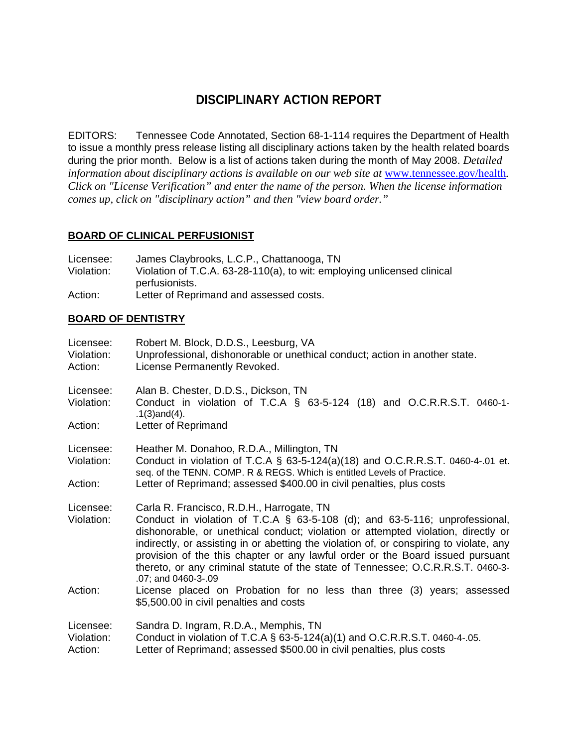# DISCIPLINARY ACTION REPORT

EDITORS: Tennessee Code Annotated, Section 68-1-114 requires the Department of Health to issue a monthly press release listing all disciplinary actions taken by the health related boards during the prior month. Below is a list of actions taken during the month of May 2008. *Detailed information about disciplinary actions is available on our web site at* www.tennessee.gov/health*. Click on "License Verification" and enter the name of the person. When the license information comes up, click on "disciplinary action" and then "view board order."*

## BOARD OF CLINICAL PERFUSIONIST

Licensee: James Claybrooks, L.C.P., Chattanooga, TN
Violation: Violation of T.C.A. 63-28-110(a), to wit: employing unlicensed clinical perfusionists.
Action: Letter of Reprimand and assessed costs.

## BOARD OF DENTISTRY

Licensee: Robert M. Block, D.D.S., Leesburg, VA
Violation: Unprofessional, dishonorable or unethical conduct; action in another state.
Action: License Permanently Revoked.

Licensee: Alan B. Chester, D.D.S., Dickson, TN
Violation: Conduct in violation of T.C.A § 63-5-124 (18) and O.C.R.R.S.T. 0460-1-.1(3)and(4).
Action: Letter of Reprimand

Licensee: Heather M. Donahoo, R.D.A., Millington, TN
Violation: Conduct in violation of T.C.A § 63-5-124(a)(18) and O.C.R.R.S.T. 0460-4-.01 et. seq. of the TENN. COMP. R & REGS. Which is entitled Levels of Practice.
Action: Letter of Reprimand; assessed $400.00 in civil penalties, plus costs

Licensee: Carla R. Francisco, R.D.H., Harrogate, TN
Violation: Conduct in violation of T.C.A § 63-5-108 (d); and 63-5-116; unprofessional, dishonorable, or unethical conduct; violation or attempted violation, directly or indirectly, or assisting in or abetting the violation of, or conspiring to violate, any provision of the this chapter or any lawful order or the Board issued pursuant thereto, or any criminal statute of the state of Tennessee; O.C.R.R.S.T. 0460-3-.07; and 0460-3-.09
Action: License placed on Probation for no less than three (3) years; assessed $5,500.00 in civil penalties and costs

Licensee: Sandra D. Ingram, R.D.A., Memphis, TN
Violation: Conduct in violation of T.C.A § 63-5-124(a)(1) and O.C.R.R.S.T. 0460-4-.05.
Action: Letter of Reprimand; assessed $500.00 in civil penalties, plus costs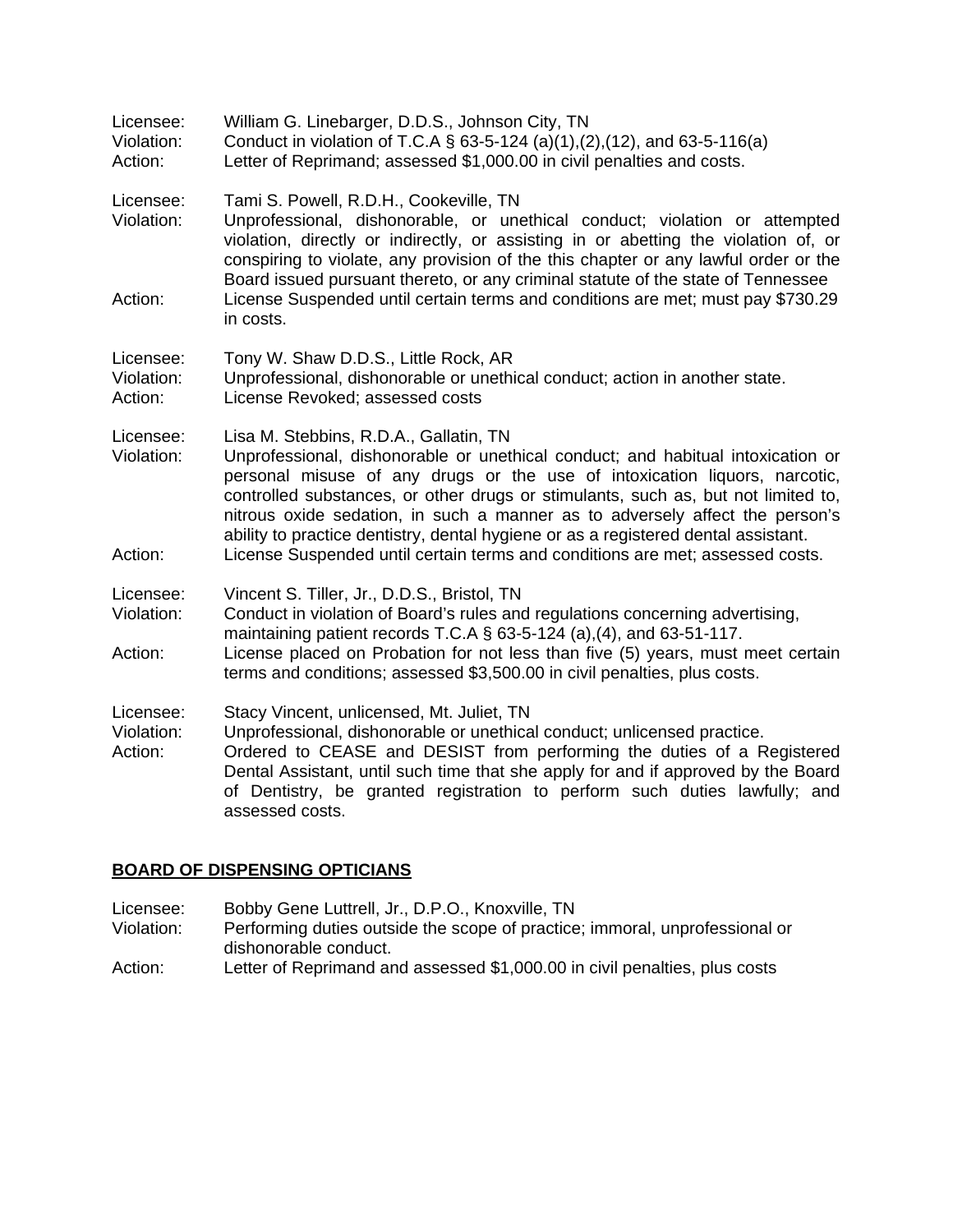Licensee: William G. Linebarger, D.D.S., Johnson City, TN
Violation: Conduct in violation of T.C.A § 63-5-124 (a)(1),(2),(12), and 63-5-116(a)
Action: Letter of Reprimand; assessed $1,000.00 in civil penalties and costs.

Licensee: Tami S. Powell, R.D.H., Cookeville, TN
Violation: Unprofessional, dishonorable, or unethical conduct; violation or attempted violation, directly or indirectly, or assisting in or abetting the violation of, or conspiring to violate, any provision of the this chapter or any lawful order or the Board issued pursuant thereto, or any criminal statute of the state of Tennessee
Action: License Suspended until certain terms and conditions are met; must pay $730.29 in costs.

Licensee: Tony W. Shaw D.D.S., Little Rock, AR
Violation: Unprofessional, dishonorable or unethical conduct; action in another state.
Action: License Revoked; assessed costs

Licensee: Lisa M. Stebbins, R.D.A., Gallatin, TN
Violation: Unprofessional, dishonorable or unethical conduct; and habitual intoxication or personal misuse of any drugs or the use of intoxication liquors, narcotic, controlled substances, or other drugs or stimulants, such as, but not limited to, nitrous oxide sedation, in such a manner as to adversely affect the person's ability to practice dentistry, dental hygiene or as a registered dental assistant.
Action: License Suspended until certain terms and conditions are met; assessed costs.

Licensee: Vincent S. Tiller, Jr., D.D.S., Bristol, TN
Violation: Conduct in violation of Board's rules and regulations concerning advertising, maintaining patient records T.C.A § 63-5-124 (a),(4), and 63-51-117.
Action: License placed on Probation for not less than five (5) years, must meet certain terms and conditions; assessed $3,500.00 in civil penalties, plus costs.

Licensee: Stacy Vincent, unlicensed, Mt. Juliet, TN
Violation: Unprofessional, dishonorable or unethical conduct; unlicensed practice.
Action: Ordered to CEASE and DESIST from performing the duties of a Registered Dental Assistant, until such time that she apply for and if approved by the Board of Dentistry, be granted registration to perform such duties lawfully; and assessed costs.

**BOARD OF DISPENSING OPTICIANS**

Licensee: Bobby Gene Luttrell, Jr., D.P.O., Knoxville, TN
Violation: Performing duties outside the scope of practice; immoral, unprofessional or dishonorable conduct.
Action: Letter of Reprimand and assessed $1,000.00 in civil penalties, plus costs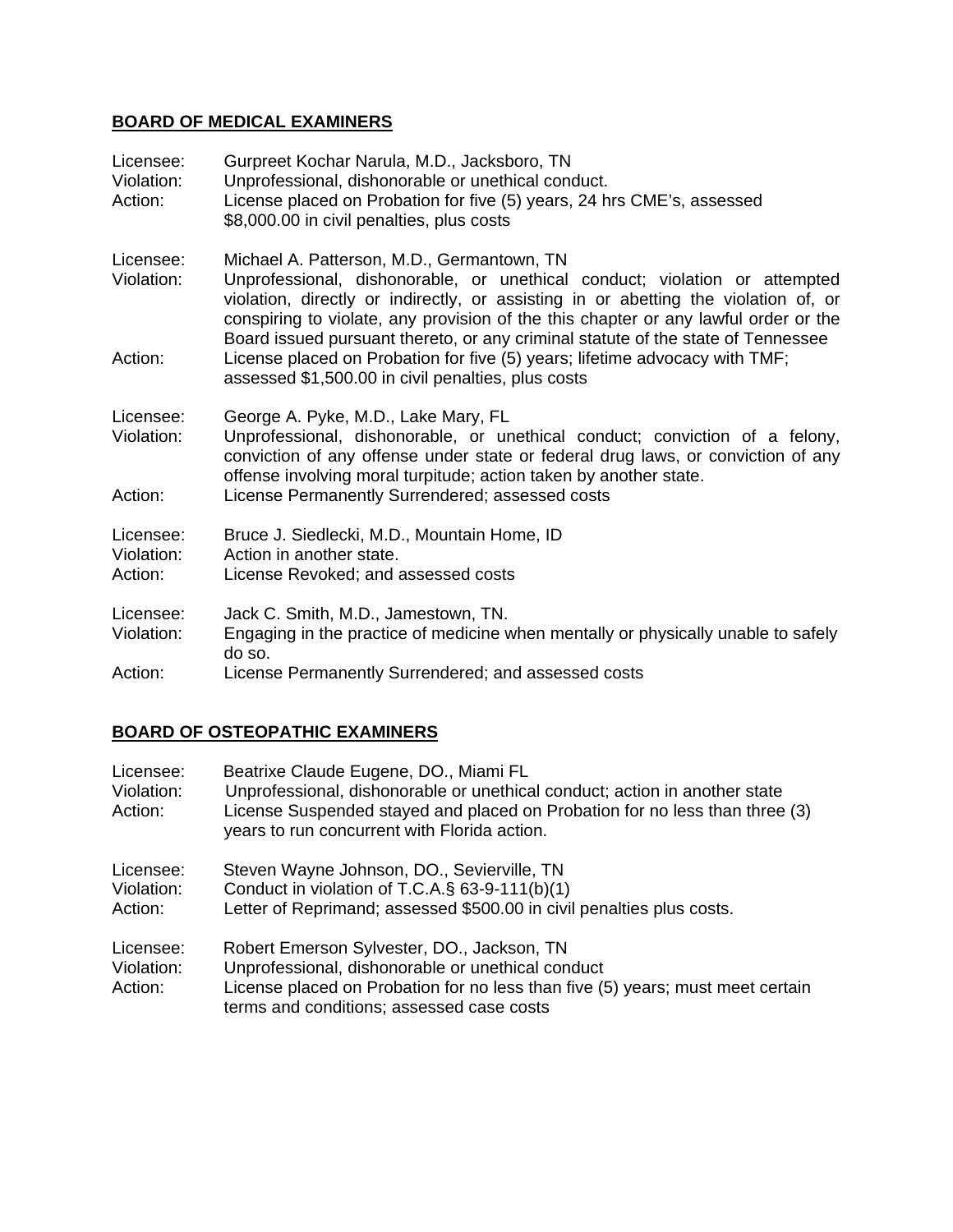## BOARD OF MEDICAL EXAMINERS

Licensee: Gurpreet Kochar Narula, M.D., Jacksboro, TN
Violation: Unprofessional, dishonorable or unethical conduct.
Action: License placed on Probation for five (5) years, 24 hrs CME's, assessed $8,000.00 in civil penalties, plus costs

Licensee: Michael A. Patterson, M.D., Germantown, TN
Violation: Unprofessional, dishonorable, or unethical conduct; violation or attempted violation, directly or indirectly, or assisting in or abetting the violation of, or conspiring to violate, any provision of the this chapter or any lawful order or the Board issued pursuant thereto, or any criminal statute of the state of Tennessee
Action: License placed on Probation for five (5) years; lifetime advocacy with TMF; assessed $1,500.00 in civil penalties, plus costs

Licensee: George A. Pyke, M.D., Lake Mary, FL
Violation: Unprofessional, dishonorable, or unethical conduct; conviction of a felony, conviction of any offense under state or federal drug laws, or conviction of any offense involving moral turpitude; action taken by another state.
Action: License Permanently Surrendered; assessed costs

Licensee: Bruce J. Siedlecki, M.D., Mountain Home, ID
Violation: Action in another state.
Action: License Revoked; and assessed costs

Licensee: Jack C. Smith, M.D., Jamestown, TN.
Violation: Engaging in the practice of medicine when mentally or physically unable to safely do so.
Action: License Permanently Surrendered; and assessed costs

## BOARD OF OSTEOPATHIC EXAMINERS

Licensee: Beatrixe Claude Eugene, DO., Miami FL
Violation: Unprofessional, dishonorable or unethical conduct; action in another state
Action: License Suspended stayed and placed on Probation for no less than three (3) years to run concurrent with Florida action.

Licensee: Steven Wayne Johnson, DO., Sevierville, TN
Violation: Conduct in violation of T.C.A.§ 63-9-111(b)(1)
Action: Letter of Reprimand; assessed $500.00 in civil penalties plus costs.

Licensee: Robert Emerson Sylvester, DO., Jackson, TN
Violation: Unprofessional, dishonorable or unethical conduct
Action: License placed on Probation for no less than five (5) years; must meet certain terms and conditions; assessed case costs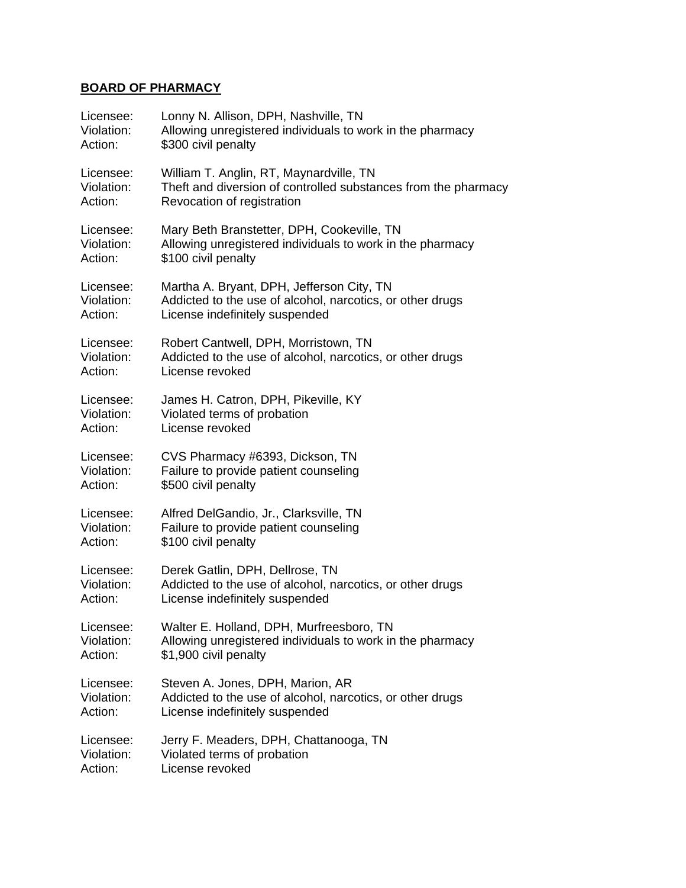**BOARD OF PHARMACY**

Licensee: Lonny N. Allison, DPH, Nashville, TN
Violation: Allowing unregistered individuals to work in the pharmacy
Action: $300 civil penalty

Licensee: William T. Anglin, RT, Maynardville, TN
Violation: Theft and diversion of controlled substances from the pharmacy
Action: Revocation of registration

Licensee: Mary Beth Branstetter, DPH, Cookeville, TN
Violation: Allowing unregistered individuals to work in the pharmacy
Action: $100 civil penalty

Licensee: Martha A. Bryant, DPH, Jefferson City, TN
Violation: Addicted to the use of alcohol, narcotics, or other drugs
Action: License indefinitely suspended

Licensee: Robert Cantwell, DPH, Morristown, TN
Violation: Addicted to the use of alcohol, narcotics, or other drugs
Action: License revoked

Licensee: James H. Catron, DPH, Pikeville, KY
Violation: Violated terms of probation
Action: License revoked

Licensee: CVS Pharmacy #6393, Dickson, TN
Violation: Failure to provide patient counseling
Action: $500 civil penalty

Licensee: Alfred DelGandio, Jr., Clarksville, TN
Violation: Failure to provide patient counseling
Action: $100 civil penalty

Licensee: Derek Gatlin, DPH, Dellrose, TN
Violation: Addicted to the use of alcohol, narcotics, or other drugs
Action: License indefinitely suspended

Licensee: Walter E. Holland, DPH, Murfreesboro, TN
Violation: Allowing unregistered individuals to work in the pharmacy
Action: $1,900 civil penalty

Licensee: Steven A. Jones, DPH, Marion, AR
Violation: Addicted to the use of alcohol, narcotics, or other drugs
Action: License indefinitely suspended

Licensee: Jerry F. Meaders, DPH, Chattanooga, TN
Violation: Violated terms of probation
Action: License revoked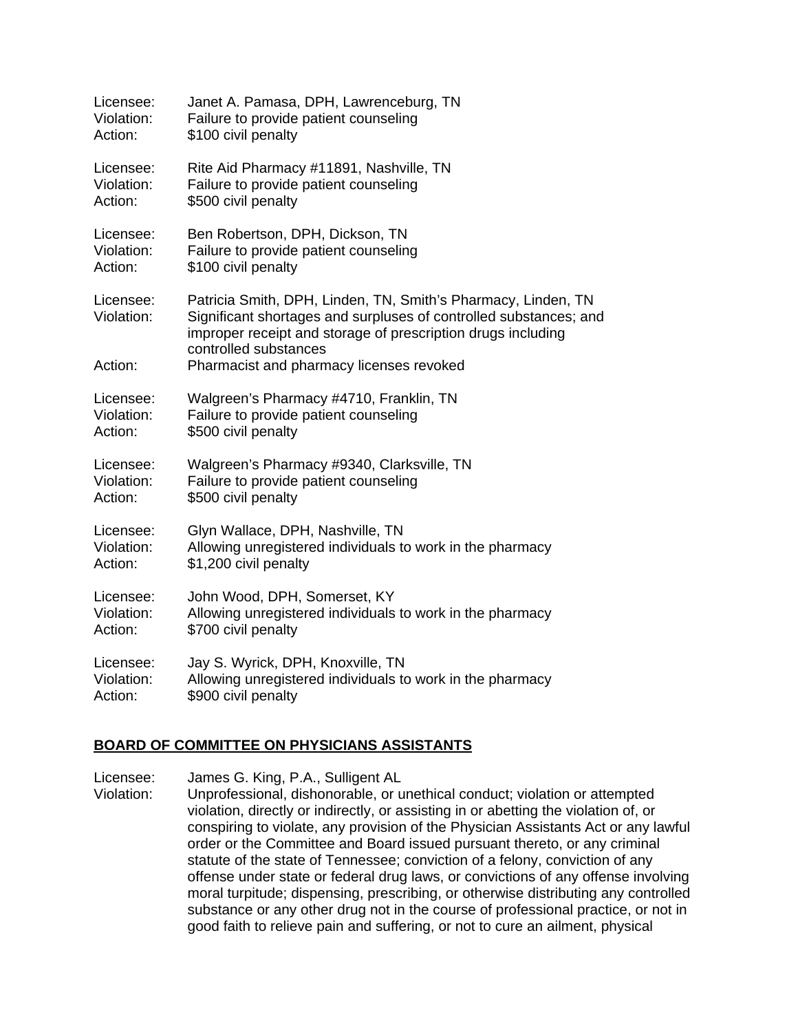Licensee: Janet A. Pamasa, DPH, Lawrenceburg, TN
Violation: Failure to provide patient counseling
Action: $100 civil penalty

Licensee: Rite Aid Pharmacy #11891, Nashville, TN
Violation: Failure to provide patient counseling
Action: $500 civil penalty

Licensee: Ben Robertson, DPH, Dickson, TN
Violation: Failure to provide patient counseling
Action: $100 civil penalty

Licensee: Patricia Smith, DPH, Linden, TN, Smith's Pharmacy, Linden, TN
Violation: Significant shortages and surpluses of controlled substances; and improper receipt and storage of prescription drugs including controlled substances
Action: Pharmacist and pharmacy licenses revoked

Licensee: Walgreen's Pharmacy #4710, Franklin, TN
Violation: Failure to provide patient counseling
Action: $500 civil penalty

Licensee: Walgreen's Pharmacy #9340, Clarksville, TN
Violation: Failure to provide patient counseling
Action: $500 civil penalty

Licensee: Glyn Wallace, DPH, Nashville, TN
Violation: Allowing unregistered individuals to work in the pharmacy
Action: $1,200 civil penalty

Licensee: John Wood, DPH, Somerset, KY
Violation: Allowing unregistered individuals to work in the pharmacy
Action: $700 civil penalty

Licensee: Jay S. Wyrick, DPH, Knoxville, TN
Violation: Allowing unregistered individuals to work in the pharmacy
Action: $900 civil penalty

## **BOARD OF COMMITTEE ON PHYSICIANS ASSISTANTS**

Licensee: James G. King, P.A., Sulligent AL
Violation: Unprofessional, dishonorable, or unethical conduct; violation or attempted violation, directly or indirectly, or assisting in or abetting the violation of, or conspiring to violate, any provision of the Physician Assistants Act or any lawful order or the Committee and Board issued pursuant thereto, or any criminal statute of the state of Tennessee; conviction of a felony, conviction of any offense under state or federal drug laws, or convictions of any offense involving moral turpitude; dispensing, prescribing, or otherwise distributing any controlled substance or any other drug not in the course of professional practice, or not in good faith to relieve pain and suffering, or not to cure an ailment, physical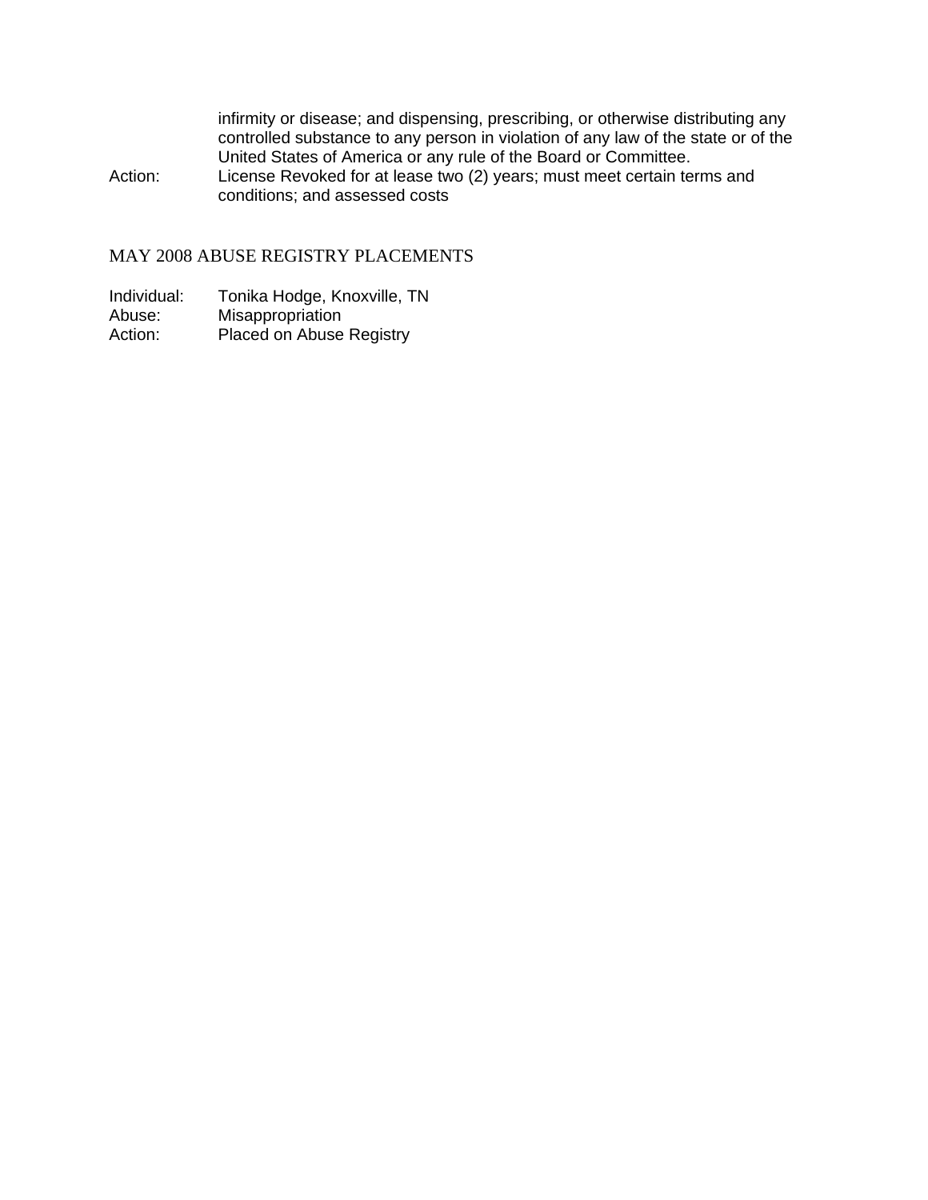infirmity or disease; and dispensing, prescribing, or otherwise distributing any controlled substance to any person in violation of any law of the state or of the United States of America or any rule of the Board or Committee.

Action: License Revoked for at lease two (2) years; must meet certain terms and conditions; and assessed costs

## MAY 2008 ABUSE REGISTRY PLACEMENTS

Individual: Tonika Hodge, Knoxville, TN
Abuse: Misappropriation
Action: Placed on Abuse Registry